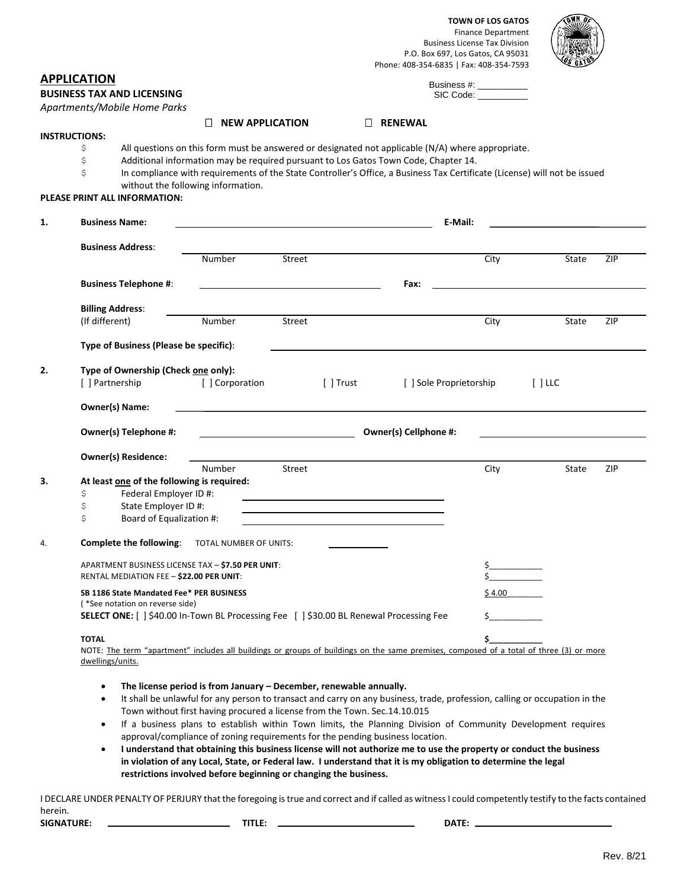**TOWN OF LOS GATOS**
Finance Department
Business License Tax Division
P.O. Box 697, Los Gatos, CA 95031
Phone: 408-354-6835 | Fax: 408-354-7593

Business #: __________
SIC Code: __________

## APPLICATION

**BUSINESS TAX AND LICENSING**

*Apartments/Mobile Home Parks*

☐ **NEW APPLICATION** ☐ **RENEWAL**

**INSTRUCTIONS:**

- All questions on this form must be answered or designated not applicable (N/A) where appropriate.
- Additional information may be required pursuant to Los Gatos Town Code, Chapter 14.
- In compliance with requirements of the State Controller's Office, a Business Tax Certificate (License) will not be issued without the following information.

**PLEASE PRINT ALL INFORMATION:**

1. **Business Name:** ______________________ **E-Mail:** ______________________

   **Business Address:** ______________________
   Number Street City State ZIP

   **Business Telephone #:** ______________________ **Fax:** ______________________

   **Billing Address:** (If different) ______________________
   Number Street City State ZIP

   **Type of Business (Please be specific):** ______________________

2. **Type of Ownership (Check one only):**
   [ ] Partnership [ ] Corporation [ ] Trust [ ] Sole Proprietorship [ ] LLC

   **Owner(s) Name:** ______________________

   **Owner(s) Telephone #:** ______________________ **Owner(s) Cellphone #:** ______________________

   **Owner(s) Residence:** ______________________
   Number Street City State ZIP

3. **At least one of the following is required:**
   - Federal Employer ID #: ______________________
   - State Employer ID #: ______________________
   - Board of Equalization #: ______________________

4. **Complete the following**: TOTAL NUMBER OF UNITS: __________

   APARTMENT BUSINESS LICENSE TAX – **$7.50 PER UNIT**: $__________
   RENTAL MEDIATION FEE – **$22.00 PER UNIT**: $__________

   **SB 1186 State Mandated Fee\* PER BUSINESS** $ 4.00
   ( \*See notation on reverse side)

   **SELECT ONE:** [ ] $40.00 In-Town BL Processing Fee [ ] $30.00 BL Renewal Processing Fee $__________

   **TOTAL** **$__________**

   NOTE: The term "apartment" includes all buildings or groups of buildings on the same premises, composed of a total of three (3) or more dwellings/units.

- **The license period is from January – December, renewable annually.**
- It shall be unlawful for any person to transact and carry on any business, trade, profession, calling or occupation in the Town without first having procured a license from the Town. Sec.14.10.015
- If a business plans to establish within Town limits, the Planning Division of Community Development requires approval/compliance of zoning requirements for the pending business location.
- **I understand that obtaining this business license will not authorize me to use the property or conduct the business in violation of any Local, State, or Federal law. I understand that it is my obligation to determine the legal restrictions involved before beginning or changing the business.**

I DECLARE UNDER PENALTY OF PERJURY that the foregoing is true and correct and if called as witness I could competently testify to the facts contained herein.

**SIGNATURE:** ______________________ **TITLE:** ______________________ **DATE:** ______________________

Rev. 8/21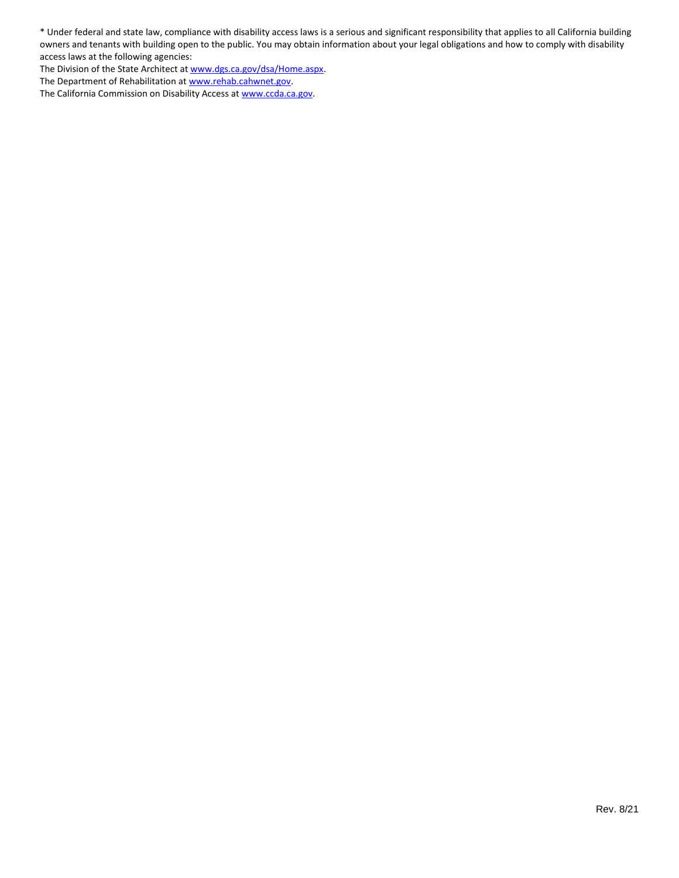* Under federal and state law, compliance with disability access laws is a serious and significant responsibility that applies to all California building owners and tenants with building open to the public. You may obtain information about your legal obligations and how to comply with disability access laws at the following agencies:

The Division of the State Architect at www.dgs.ca.gov/dsa/Home.aspx.

The Department of Rehabilitation at www.rehab.cahwnet.gov.

The California Commission on Disability Access at www.ccda.ca.gov.

Rev. 8/21